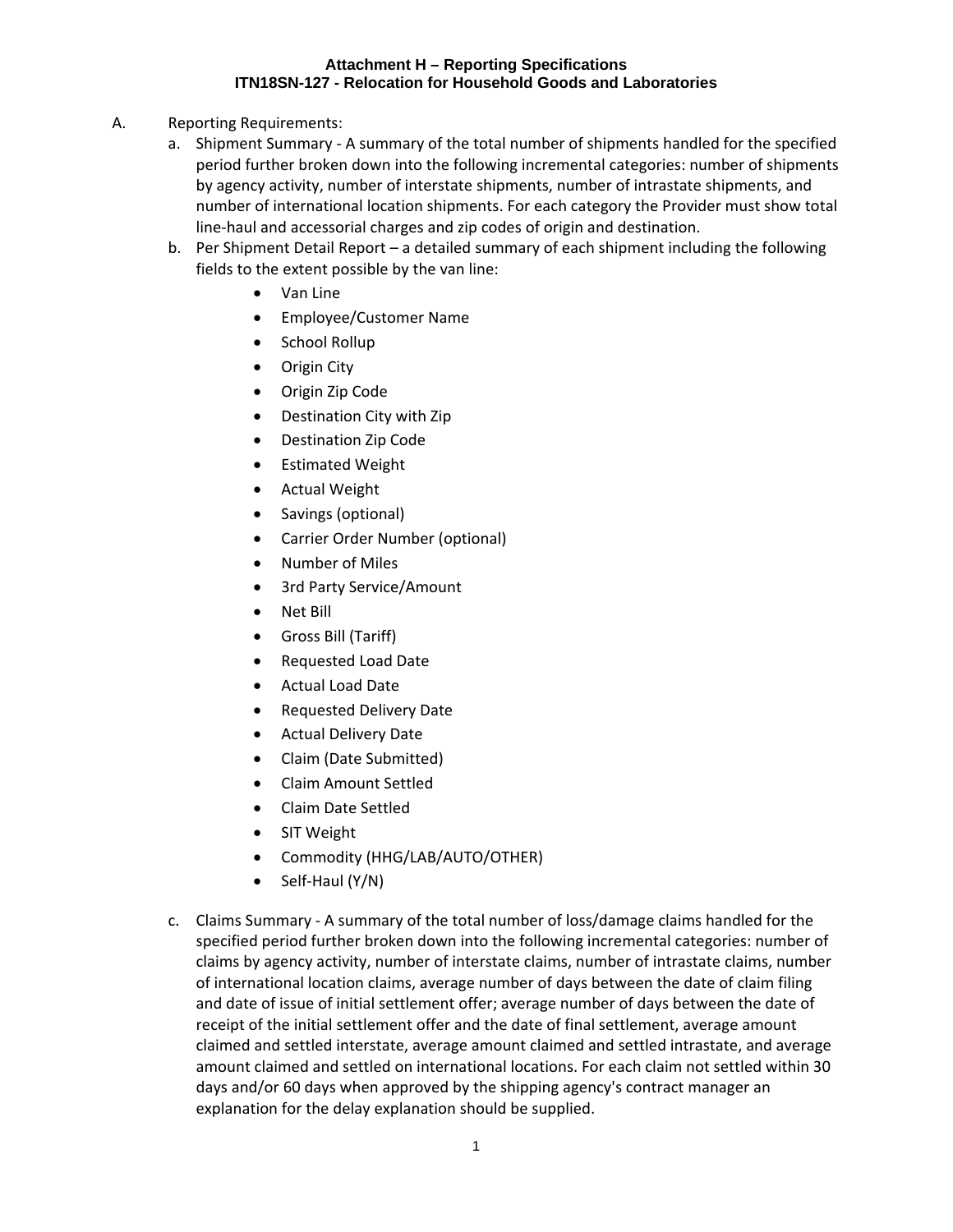**Attachment H – Reporting Specifications**
**ITN18SN-127 - Relocation for Household Goods and Laboratories**

A. Reporting Requirements:

a. Shipment Summary - A summary of the total number of shipments handled for the specified period further broken down into the following incremental categories: number of shipments by agency activity, number of interstate shipments, number of intrastate shipments, and number of international location shipments. For each category the Provider must show total line-haul and accessorial charges and zip codes of origin and destination.

b. Per Shipment Detail Report – a detailed summary of each shipment including the following fields to the extent possible by the van line:

- Van Line
- Employee/Customer Name
- School Rollup
- Origin City
- Origin Zip Code
- Destination City with Zip
- Destination Zip Code
- Estimated Weight
- Actual Weight
- Savings (optional)
- Carrier Order Number (optional)
- Number of Miles
- 3rd Party Service/Amount
- Net Bill
- Gross Bill (Tariff)
- Requested Load Date
- Actual Load Date
- Requested Delivery Date
- Actual Delivery Date
- Claim (Date Submitted)
- Claim Amount Settled
- Claim Date Settled
- SIT Weight
- Commodity (HHG/LAB/AUTO/OTHER)
- Self-Haul (Y/N)

c. Claims Summary - A summary of the total number of loss/damage claims handled for the specified period further broken down into the following incremental categories: number of claims by agency activity, number of interstate claims, number of intrastate claims, number of international location claims, average number of days between the date of claim filing and date of issue of initial settlement offer; average number of days between the date of receipt of the initial settlement offer and the date of final settlement, average amount claimed and settled interstate, average amount claimed and settled intrastate, and average amount claimed and settled on international locations. For each claim not settled within 30 days and/or 60 days when approved by the shipping agency's contract manager an explanation for the delay explanation should be supplied.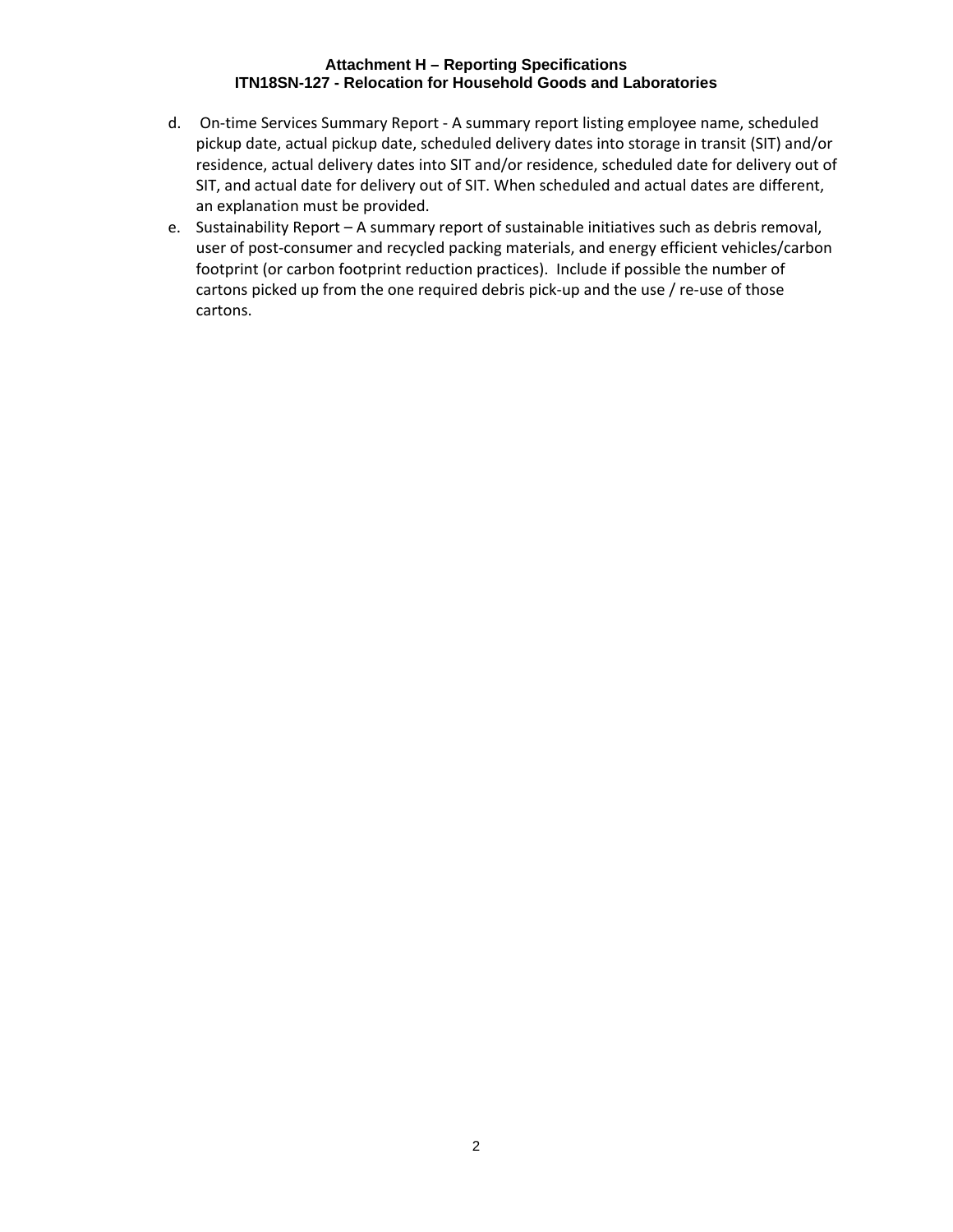d. On-time Services Summary Report - A summary report listing employee name, scheduled pickup date, actual pickup date, scheduled delivery dates into storage in transit (SIT) and/or residence, actual delivery dates into SIT and/or residence, scheduled date for delivery out of SIT, and actual date for delivery out of SIT. When scheduled and actual dates are different, an explanation must be provided.

e. Sustainability Report – A summary report of sustainable initiatives such as debris removal, user of post-consumer and recycled packing materials, and energy efficient vehicles/carbon footprint (or carbon footprint reduction practices). Include if possible the number of cartons picked up from the one required debris pick-up and the use / re-use of those cartons.